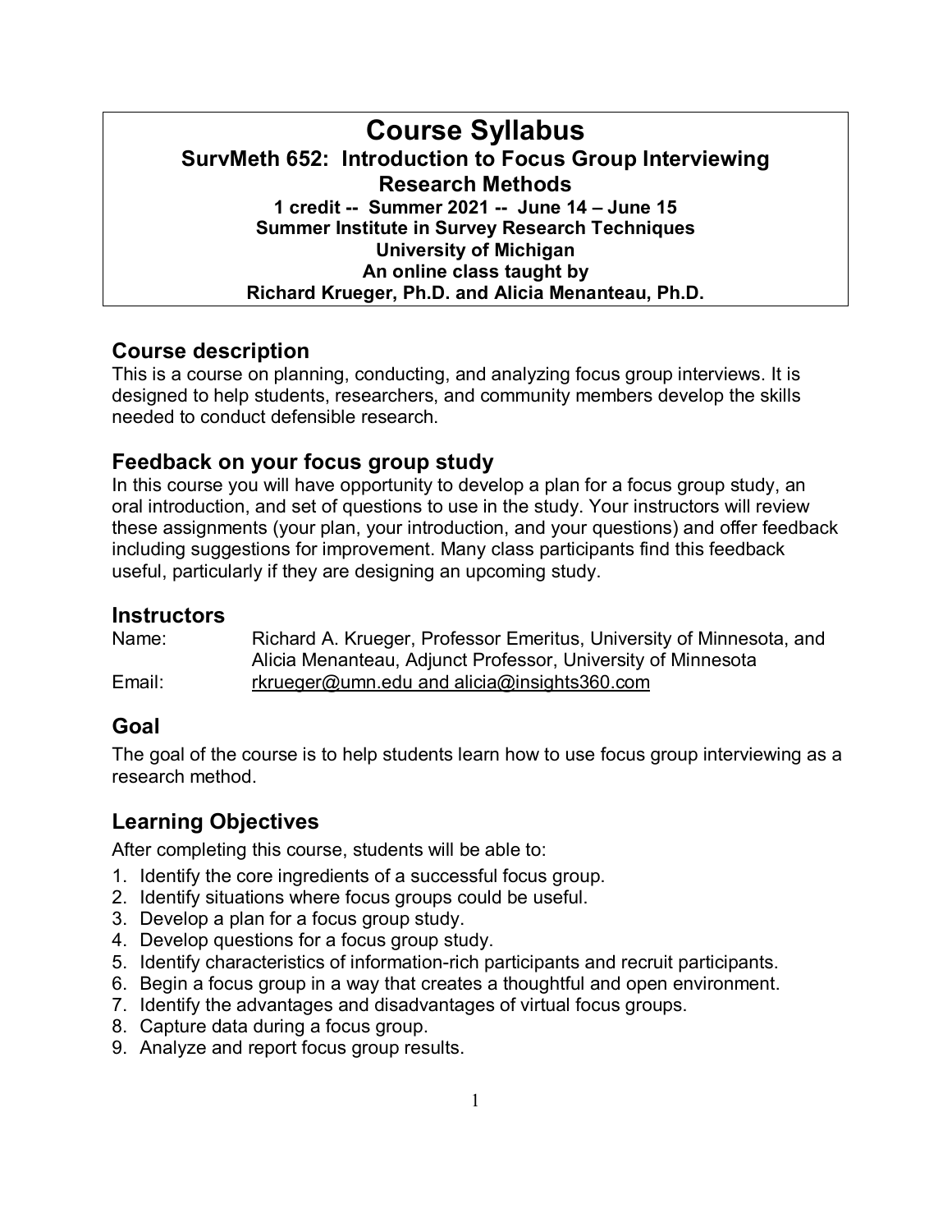# Course Syllabus

## SurvMeth 652: Introduction to Focus Group Interviewing Research Methods

**1 credit -- Summer 2021 -- June 14 – June 15**
**Summer Institute in Survey Research Techniques**
**University of Michigan**
**An online class taught by**
**Richard Krueger, Ph.D. and Alicia Menanteau, Ph.D.**

## Course description

This is a course on planning, conducting, and analyzing focus group interviews. It is designed to help students, researchers, and community members develop the skills needed to conduct defensible research.

## Feedback on your focus group study

In this course you will have opportunity to develop a plan for a focus group study, an oral introduction, and set of questions to use in the study. Your instructors will review these assignments (your plan, your introduction, and your questions) and offer feedback including suggestions for improvement. Many class participants find this feedback useful, particularly if they are designing an upcoming study.

## Instructors

| | |
|---|---|
| Name: | Richard A. Krueger, Professor Emeritus, University of Minnesota, and Alicia Menanteau, Adjunct Professor, University of Minnesota |
| Email: | rkrueger@umn.edu and alicia@insights360.com |

## Goal

The goal of the course is to help students learn how to use focus group interviewing as a research method.

## Learning Objectives

After completing this course, students will be able to:

1. Identify the core ingredients of a successful focus group.
2. Identify situations where focus groups could be useful.
3. Develop a plan for a focus group study.
4. Develop questions for a focus group study.
5. Identify characteristics of information-rich participants and recruit participants.
6. Begin a focus group in a way that creates a thoughtful and open environment.
7. Identify the advantages and disadvantages of virtual focus groups.
8. Capture data during a focus group.
9. Analyze and report focus group results.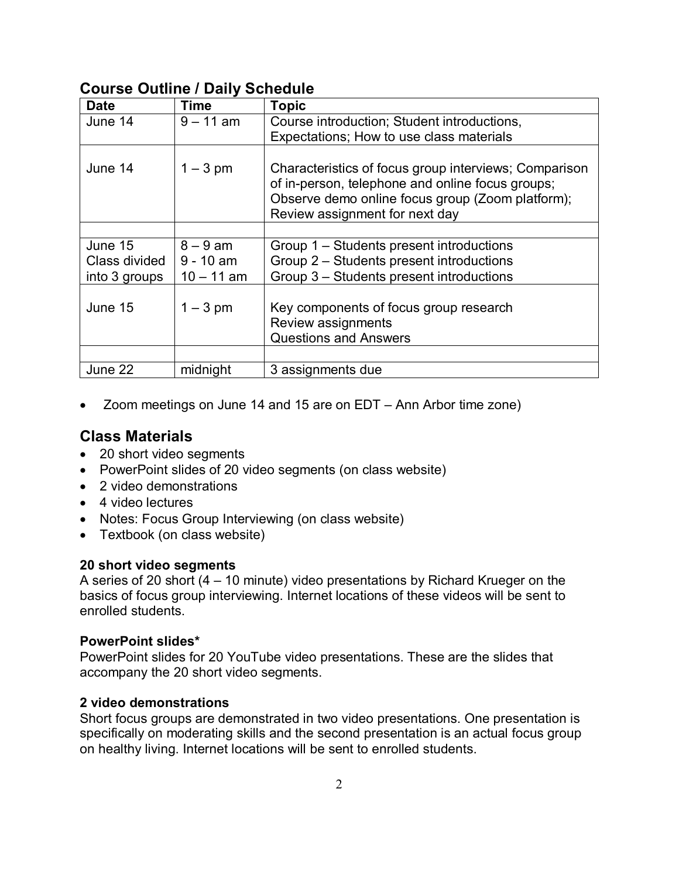## Course Outline / Daily Schedule

| Date | Time | Topic |
|---|---|---|
| June 14 | 9 – 11 am | Course introduction; Student introductions, Expectations; How to use class materials |
| June 14 | 1 – 3 pm | Characteristics of focus group interviews; Comparison of in-person, telephone and online focus groups; Observe demo online focus group (Zoom platform); Review assignment for next day |
| | | |
| June 15<br>Class divided into 3 groups | 8 – 9 am<br>9 - 10 am<br>10 – 11 am | Group 1 – Students present introductions<br>Group 2 – Students present introductions<br>Group 3 – Students present introductions |
| June 15 | 1 – 3 pm | Key components of focus group research<br>Review assignments<br>Questions and Answers |
| | | |
| June 22 | midnight | 3 assignments due |

- Zoom meetings on June 14 and 15 are on EDT – Ann Arbor time zone)

## Class Materials

- 20 short video segments
- PowerPoint slides of 20 video segments (on class website)
- 2 video demonstrations
- 4 video lectures
- Notes: Focus Group Interviewing (on class website)
- Textbook (on class website)

### 20 short video segments

A series of 20 short (4 – 10 minute) video presentations by Richard Krueger on the basics of focus group interviewing. Internet locations of these videos will be sent to enrolled students.

### PowerPoint slides*

PowerPoint slides for 20 YouTube video presentations. These are the slides that accompany the 20 short video segments.

### 2 video demonstrations

Short focus groups are demonstrated in two video presentations. One presentation is specifically on moderating skills and the second presentation is an actual focus group on healthy living. Internet locations will be sent to enrolled students.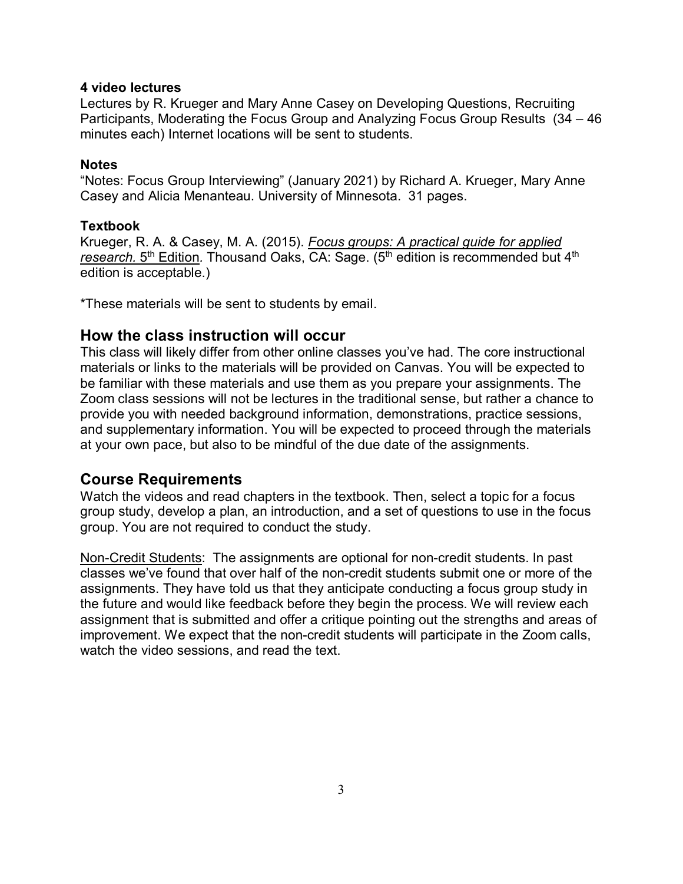**4 video lectures**
Lectures by R. Krueger and Mary Anne Casey on Developing Questions, Recruiting Participants, Moderating the Focus Group and Analyzing Focus Group Results (34 – 46 minutes each) Internet locations will be sent to students.

**Notes**
"Notes: Focus Group Interviewing" (January 2021) by Richard A. Krueger, Mary Anne Casey and Alicia Menanteau. University of Minnesota. 31 pages.

**Textbook**
Krueger, R. A. & Casey, M. A. (2015). *Focus groups: A practical guide for applied research.* 5th Edition. Thousand Oaks, CA: Sage. (5th edition is recommended but 4th edition is acceptable.)

*These materials will be sent to students by email.

## How the class instruction will occur

This class will likely differ from other online classes you've had. The core instructional materials or links to the materials will be provided on Canvas. You will be expected to be familiar with these materials and use them as you prepare your assignments. The Zoom class sessions will not be lectures in the traditional sense, but rather a chance to provide you with needed background information, demonstrations, practice sessions, and supplementary information. You will be expected to proceed through the materials at your own pace, but also to be mindful of the due date of the assignments.

## Course Requirements

Watch the videos and read chapters in the textbook. Then, select a topic for a focus group study, develop a plan, an introduction, and a set of questions to use in the focus group. You are not required to conduct the study.

Non-Credit Students: The assignments are optional for non-credit students. In past classes we've found that over half of the non-credit students submit one or more of the assignments. They have told us that they anticipate conducting a focus group study in the future and would like feedback before they begin the process. We will review each assignment that is submitted and offer a critique pointing out the strengths and areas of improvement. We expect that the non-credit students will participate in the Zoom calls, watch the video sessions, and read the text.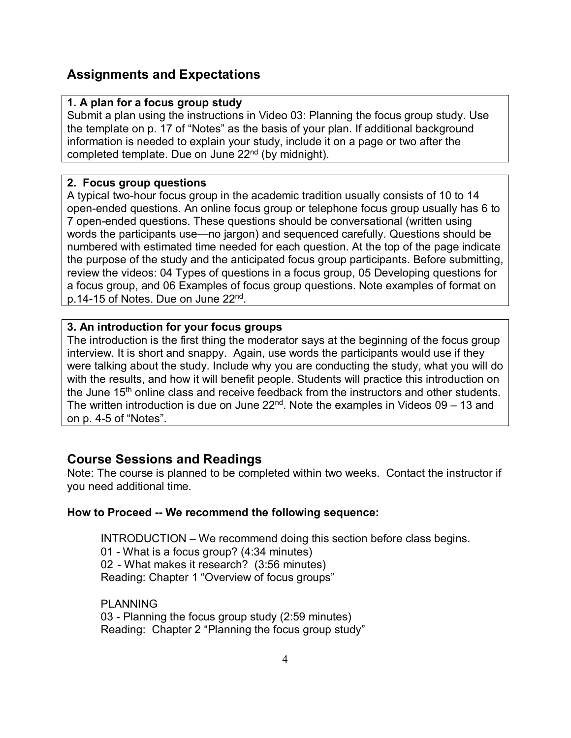## Assignments and Expectations

**1. A plan for a focus group study**
Submit a plan using the instructions in Video 03: Planning the focus group study. Use the template on p. 17 of "Notes" as the basis of your plan. If additional background information is needed to explain your study, include it on a page or two after the completed template. Due on June 22nd (by midnight).

**2. Focus group questions**
A typical two-hour focus group in the academic tradition usually consists of 10 to 14 open-ended questions. An online focus group or telephone focus group usually has 6 to 7 open-ended questions. These questions should be conversational (written using words the participants use—no jargon) and sequenced carefully. Questions should be numbered with estimated time needed for each question. At the top of the page indicate the purpose of the study and the anticipated focus group participants. Before submitting, review the videos: 04 Types of questions in a focus group, 05 Developing questions for a focus group, and 06 Examples of focus group questions. Note examples of format on p.14-15 of Notes. Due on June 22nd.

**3. An introduction for your focus groups**
The introduction is the first thing the moderator says at the beginning of the focus group interview. It is short and snappy. Again, use words the participants would use if they were talking about the study. Include why you are conducting the study, what you will do with the results, and how it will benefit people. Students will practice this introduction on the June 15th online class and receive feedback from the instructors and other students. The written introduction is due on June 22nd. Note the examples in Videos 09 – 13 and on p. 4-5 of "Notes".

## Course Sessions and Readings

Note: The course is planned to be completed within two weeks. Contact the instructor if you need additional time.

**How to Proceed -- We recommend the following sequence:**

INTRODUCTION – We recommend doing this section before class begins.
01 - What is a focus group? (4:34 minutes)
02 - What makes it research? (3:56 minutes)
Reading: Chapter 1 "Overview of focus groups"

PLANNING
03 - Planning the focus group study (2:59 minutes)
Reading: Chapter 2 "Planning the focus group study"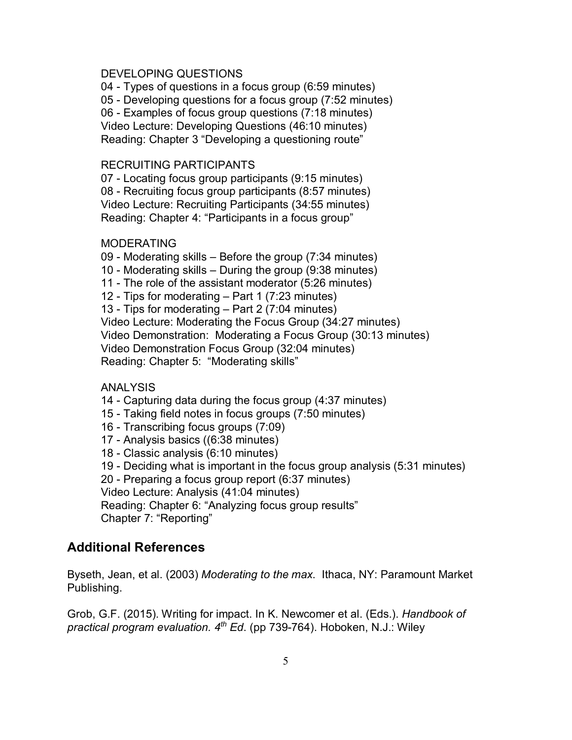DEVELOPING QUESTIONS

04 - Types of questions in a focus group (6:59 minutes)
05 - Developing questions for a focus group (7:52 minutes)
06 - Examples of focus group questions (7:18 minutes)
Video Lecture: Developing Questions (46:10 minutes)
Reading: Chapter 3 "Developing a questioning route"

RECRUITING PARTICIPANTS

07 - Locating focus group participants (9:15 minutes)
08 - Recruiting focus group participants (8:57 minutes)
Video Lecture: Recruiting Participants (34:55 minutes)
Reading: Chapter 4: "Participants in a focus group"

MODERATING

09 - Moderating skills – Before the group (7:34 minutes)
10 - Moderating skills – During the group (9:38 minutes)
11 - The role of the assistant moderator (5:26 minutes)
12 - Tips for moderating – Part 1 (7:23 minutes)
13 - Tips for moderating – Part 2 (7:04 minutes)
Video Lecture: Moderating the Focus Group (34:27 minutes)
Video Demonstration: Moderating a Focus Group (30:13 minutes)
Video Demonstration Focus Group (32:04 minutes)
Reading: Chapter 5: "Moderating skills"

ANALYSIS

14 - Capturing data during the focus group (4:37 minutes)
15 - Taking field notes in focus groups (7:50 minutes)
16 - Transcribing focus groups (7:09)
17 - Analysis basics ((6:38 minutes)
18 - Classic analysis (6:10 minutes)
19 - Deciding what is important in the focus group analysis (5:31 minutes)
20 - Preparing a focus group report (6:37 minutes)
Video Lecture: Analysis (41:04 minutes)
Reading: Chapter 6: "Analyzing focus group results"
Chapter 7: "Reporting"

## Additional References

Byseth, Jean, et al. (2003) *Moderating to the max*. Ithaca, NY: Paramount Market Publishing.

Grob, G.F. (2015). Writing for impact. In K. Newcomer et al. (Eds.). *Handbook of practical program evaluation. 4th Ed*. (pp 739-764). Hoboken, N.J.: Wiley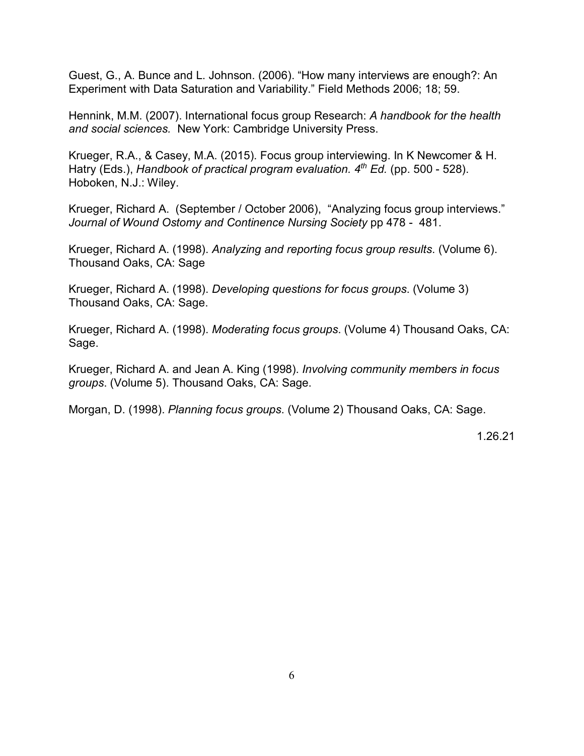Guest, G., A. Bunce and L. Johnson. (2006). “How many interviews are enough?: An Experiment with Data Saturation and Variability.” Field Methods 2006; 18; 59.

Hennink, M.M. (2007). International focus group Research: *A handbook for the health and social sciences.* New York: Cambridge University Press.

Krueger, R.A., & Casey, M.A. (2015). Focus group interviewing. In K Newcomer & H. Hatry (Eds.), *Handbook of practical program evaluation. 4th Ed.* (pp. 500 - 528). Hoboken, N.J.: Wiley.

Krueger, Richard A. (September / October 2006), “Analyzing focus group interviews.” *Journal of Wound Ostomy and Continence Nursing Society* pp 478 - 481.

Krueger, Richard A. (1998). *Analyzing and reporting focus group results*. (Volume 6). Thousand Oaks, CA: Sage

Krueger, Richard A. (1998). *Developing questions for focus groups*. (Volume 3) Thousand Oaks, CA: Sage.

Krueger, Richard A. (1998). *Moderating focus groups*. (Volume 4) Thousand Oaks, CA: Sage.

Krueger, Richard A. and Jean A. King (1998). *Involving community members in focus groups*. (Volume 5). Thousand Oaks, CA: Sage.

Morgan, D. (1998). *Planning focus groups*. (Volume 2) Thousand Oaks, CA: Sage.

1.26.21